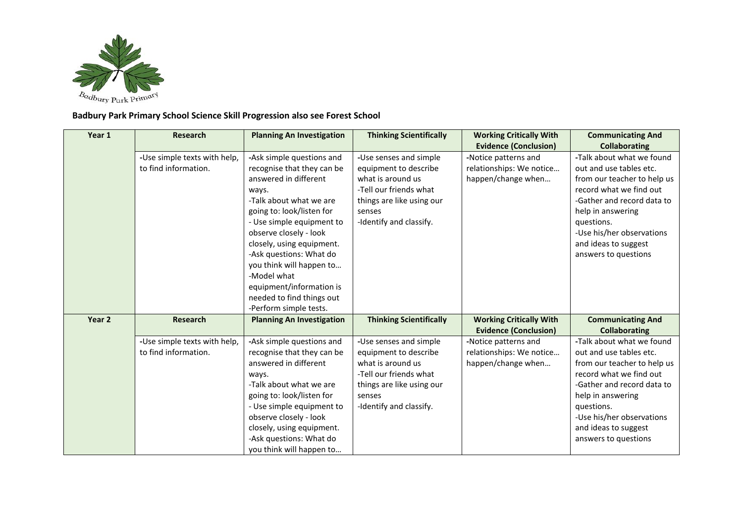Badbury Park Primary

**Badbury Park Primary School Science Skill Progression also see Forest School**

| Year 1 | Research | Planning An Investigation | Thinking Scientifically | Working Critically With Evidence (Conclusion) | Communicating And Collaborating |
|---|---|---|---|---|---|
| | -Use simple texts with help, to find information. | -Ask simple questions and recognise that they can be answered in different ways.<br>-Talk about what we are going to: look/listen for<br>- Use simple equipment to observe closely - look closely, using equipment.<br>-Ask questions: What do you think will happen to…<br>-Model what equipment/information is needed to find things out<br>-Perform simple tests. | -Use senses and simple equipment to describe what is around us<br>-Tell our friends what things are like using our senses<br>-Identify and classify. | -Notice patterns and relationships: We notice… happen/change when… | -Talk about what we found out and use tables etc. from our teacher to help us record what we find out<br>-Gather and record data to help in answering questions.<br>-Use his/her observations and ideas to suggest answers to questions |
| **Year 2** | **Research** | **Planning An Investigation** | **Thinking Scientifically** | **Working Critically With Evidence (Conclusion)** | **Communicating And Collaborating** |
| | -Use simple texts with help, to find information. | -Ask simple questions and recognise that they can be answered in different ways.<br>-Talk about what we are going to: look/listen for<br>- Use simple equipment to observe closely - look closely, using equipment.<br>-Ask questions: What do you think will happen to… | -Use senses and simple equipment to describe what is around us<br>-Tell our friends what things are like using our senses<br>-Identify and classify. | -Notice patterns and relationships: We notice… happen/change when… | -Talk about what we found out and use tables etc. from our teacher to help us record what we find out<br>-Gather and record data to help in answering questions.<br>-Use his/her observations and ideas to suggest answers to questions |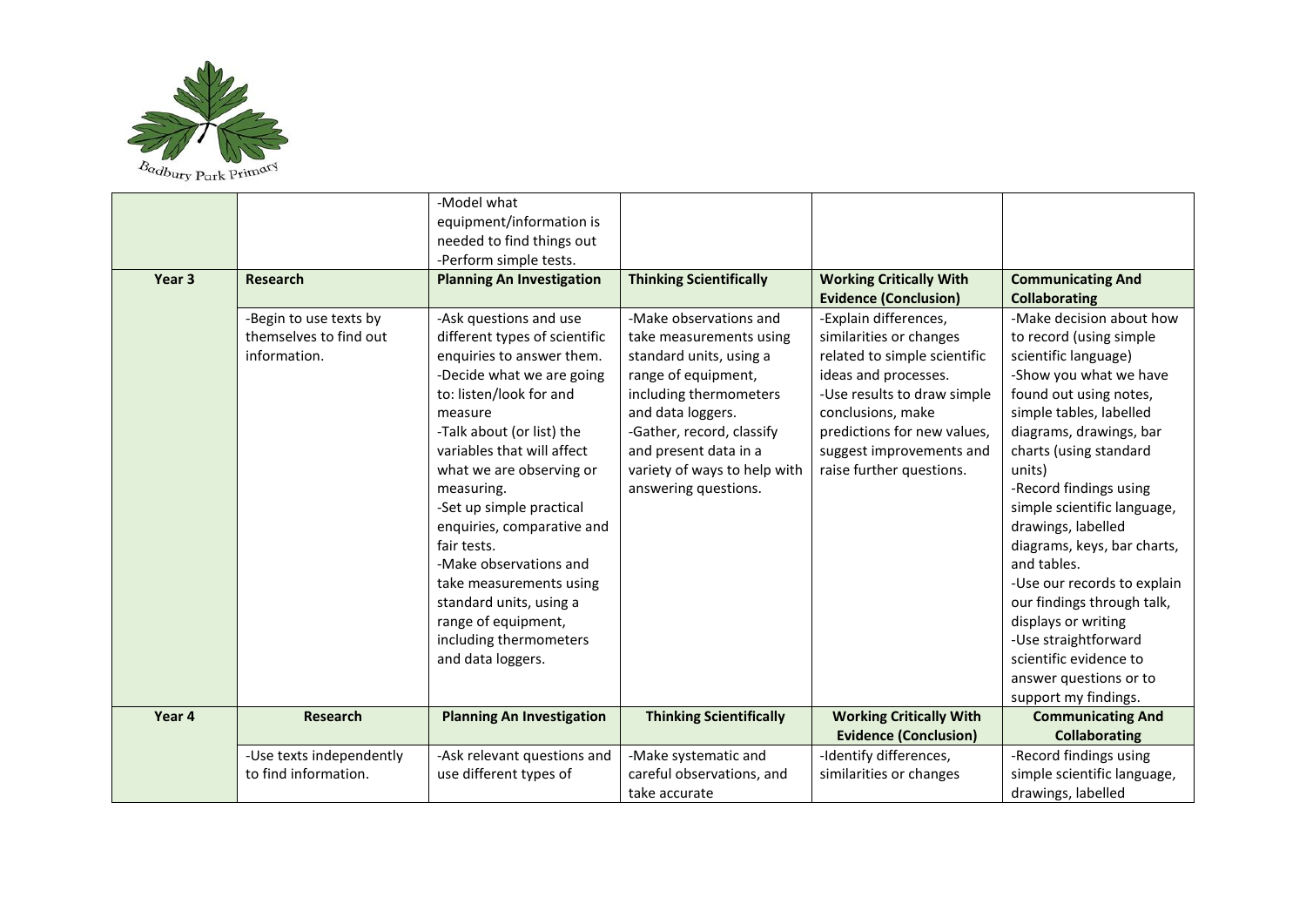| | | -Model what equipment/information is needed to find things out<br>-Perform simple tests. | | | |
|---|---|---|---|---|---|
| **Year 3** | **Research** | **Planning An Investigation** | **Thinking Scientifically** | **Working Critically With Evidence (Conclusion)** | **Communicating And Collaborating** |
| | -Begin to use texts by themselves to find out information. | -Ask questions and use different types of scientific enquiries to answer them.<br>-Decide what we are going to: listen/look for and measure<br>-Talk about (or list) the variables that will affect what we are observing or measuring.<br>-Set up simple practical enquiries, comparative and fair tests.<br>-Make observations and take measurements using standard units, using a range of equipment, including thermometers and data loggers. | -Make observations and take measurements using standard units, using a range of equipment, including thermometers and data loggers.<br>-Gather, record, classify and present data in a variety of ways to help with answering questions. | -Explain differences, similarities or changes related to simple scientific ideas and processes.<br>-Use results to draw simple conclusions, make predictions for new values, suggest improvements and raise further questions. | -Make decision about how to record (using simple scientific language)<br>-Show you what we have found out using notes, simple tables, labelled diagrams, drawings, bar charts (using standard units)<br>-Record findings using simple scientific language, drawings, labelled diagrams, keys, bar charts, and tables.<br>-Use our records to explain our findings through talk, displays or writing<br>-Use straightforward scientific evidence to answer questions or to support my findings. |
| **Year 4** | **Research** | **Planning An Investigation** | **Thinking Scientifically** | **Working Critically With Evidence (Conclusion)** | **Communicating And Collaborating** |
| | -Use texts independently to find information. | -Ask relevant questions and use different types of | -Make systematic and careful observations, and take accurate | -Identify differences, similarities or changes | -Record findings using simple scientific language, drawings, labelled |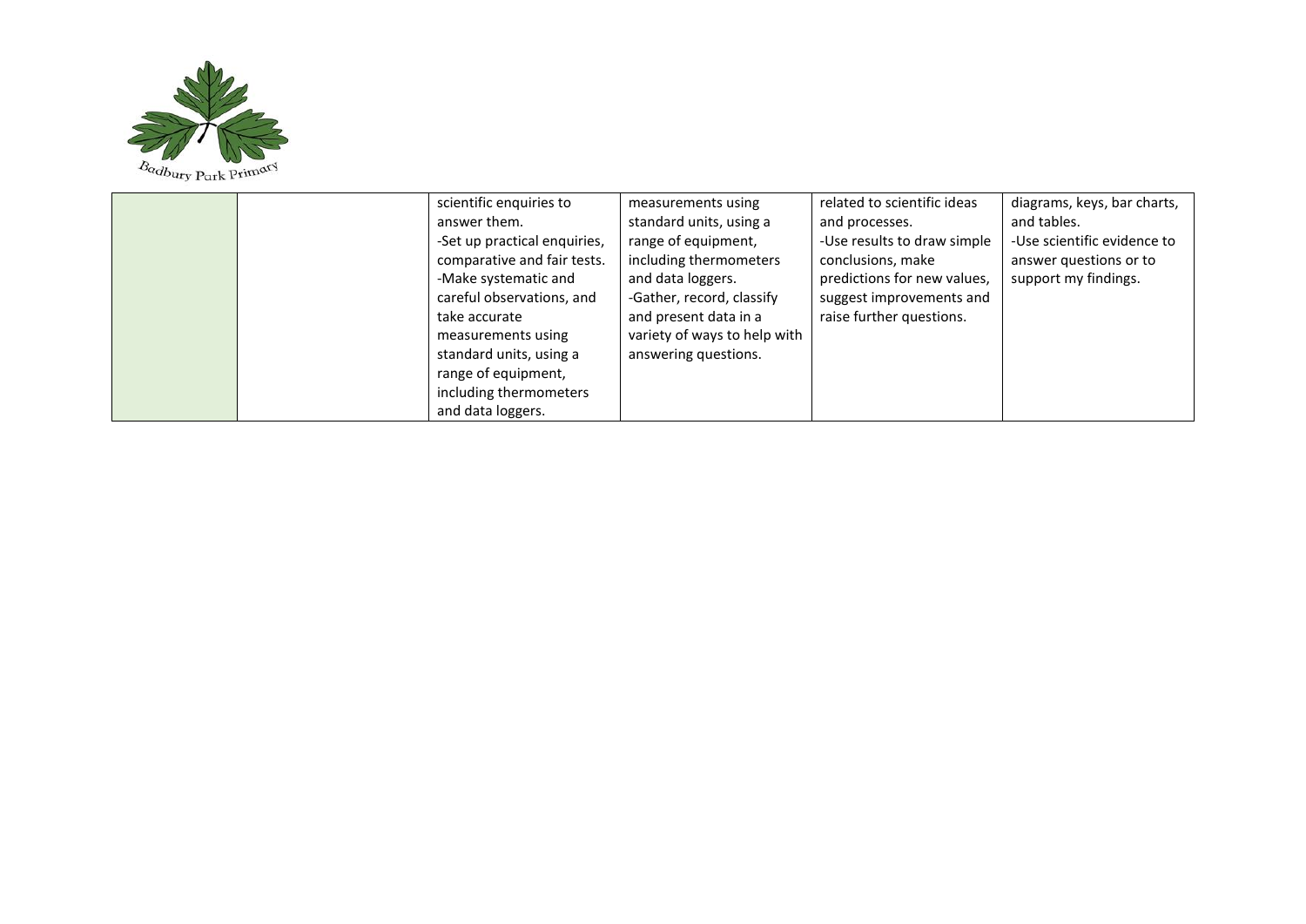| | | | | | |
|---|---|---|---|---|---|
| | | scientific enquiries to answer them.<br>-Set up practical enquiries, comparative and fair tests.<br>-Make systematic and careful observations, and take accurate measurements using standard units, using a range of equipment, including thermometers and data loggers. | measurements using standard units, using a range of equipment, including thermometers and data loggers.<br>-Gather, record, classify and present data in a variety of ways to help with answering questions. | related to scientific ideas and processes.<br>-Use results to draw simple conclusions, make predictions for new values, suggest improvements and raise further questions. | diagrams, keys, bar charts, and tables.<br>-Use scientific evidence to answer questions or to support my findings. |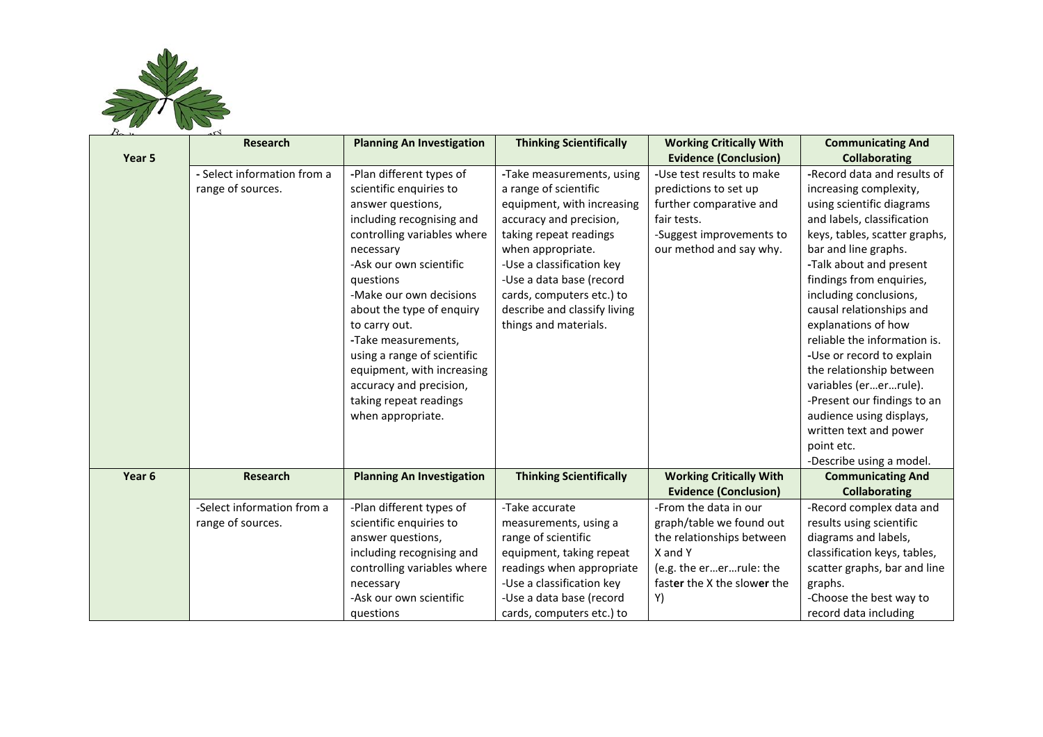| Year 5 | Research | Planning An Investigation | Thinking Scientifically | Working Critically With Evidence (Conclusion) | Communicating And Collaborating |
|---|---|---|---|---|---|
| | - Select information from a range of sources. | -Plan different types of scientific enquiries to answer questions, including recognising and controlling variables where necessary<br>-Ask our own scientific questions<br>-Make our own decisions about the type of enquiry to carry out.<br>-Take measurements, using a range of scientific equipment, with increasing accuracy and precision, taking repeat readings when appropriate. | -Take measurements, using a range of scientific equipment, with increasing accuracy and precision, taking repeat readings when appropriate.<br>-Use a classification key<br>-Use a data base (record cards, computers etc.) to describe and classify living things and materials. | -Use test results to make predictions to set up further comparative and fair tests.<br>-Suggest improvements to our method and say why. | -Record data and results of increasing complexity, using scientific diagrams and labels, classification keys, tables, scatter graphs, bar and line graphs.<br>-Talk about and present findings from enquiries, including conclusions, causal relationships and explanations of how reliable the information is.<br>-Use or record to explain the relationship between variables (er…er…rule).<br>-Present our findings to an audience using displays, written text and power point etc.<br>-Describe using a model. |
| **Year 6** | **Research** | **Planning An Investigation** | **Thinking Scientifically** | **Working Critically With Evidence (Conclusion)** | **Communicating And Collaborating** |
| | -Select information from a range of sources. | -Plan different types of scientific enquiries to answer questions, including recognising and controlling variables where necessary<br>-Ask our own scientific questions | -Take accurate measurements, using a range of scientific equipment, taking repeat readings when appropriate<br>-Use a classification key<br>-Use a data base (record cards, computers etc.) to | -From the data in our graph/table we found out the relationships between X and Y (e.g. the er…er…rule: the fast**er** the X the slow**er** the Y) | -Record complex data and results using scientific diagrams and labels, classification keys, tables, scatter graphs, bar and line graphs.<br>-Choose the best way to record data including |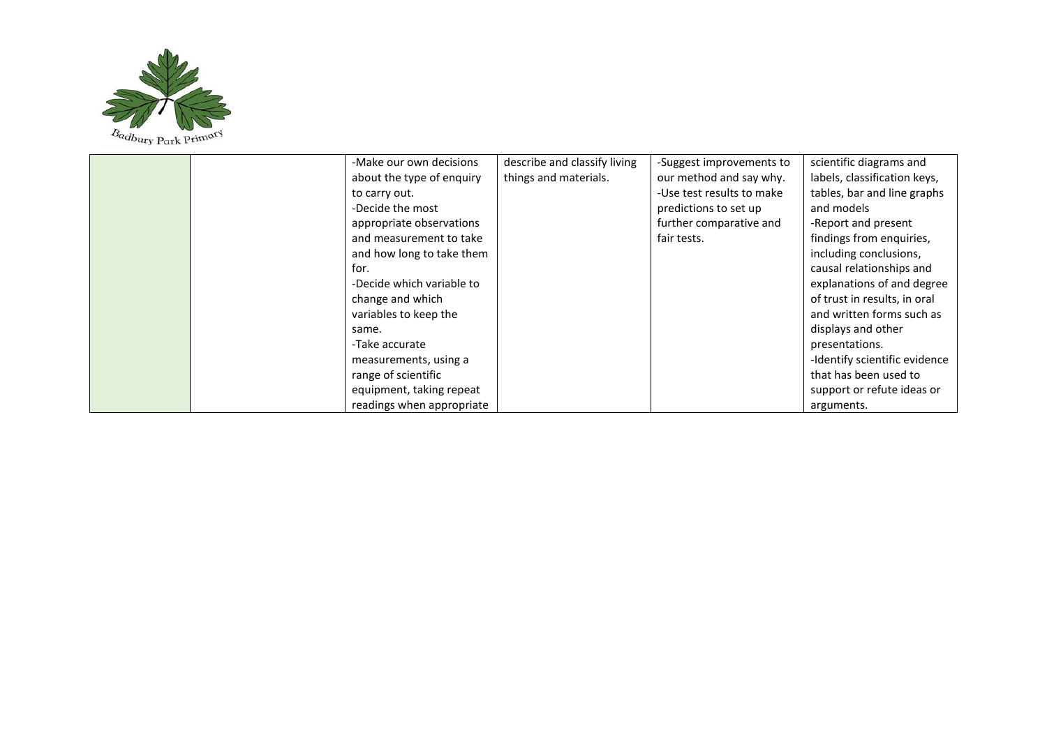| | | | | | |
|---|---|---|---|---|---|
| | | -Make our own decisions about the type of enquiry to carry out.<br>-Decide the most appropriate observations and measurement to take and how long to take them for.<br>-Decide which variable to change and which variables to keep the same.<br>-Take accurate measurements, using a range of scientific equipment, taking repeat readings when appropriate | describe and classify living things and materials. | -Suggest improvements to our method and say why.<br>-Use test results to make predictions to set up further comparative and fair tests. | scientific diagrams and labels, classification keys, tables, bar and line graphs and models<br>-Report and present findings from enquiries, including conclusions, causal relationships and explanations of and degree of trust in results, in oral and written forms such as displays and other presentations.<br>-Identify scientific evidence that has been used to support or refute ideas or arguments. |